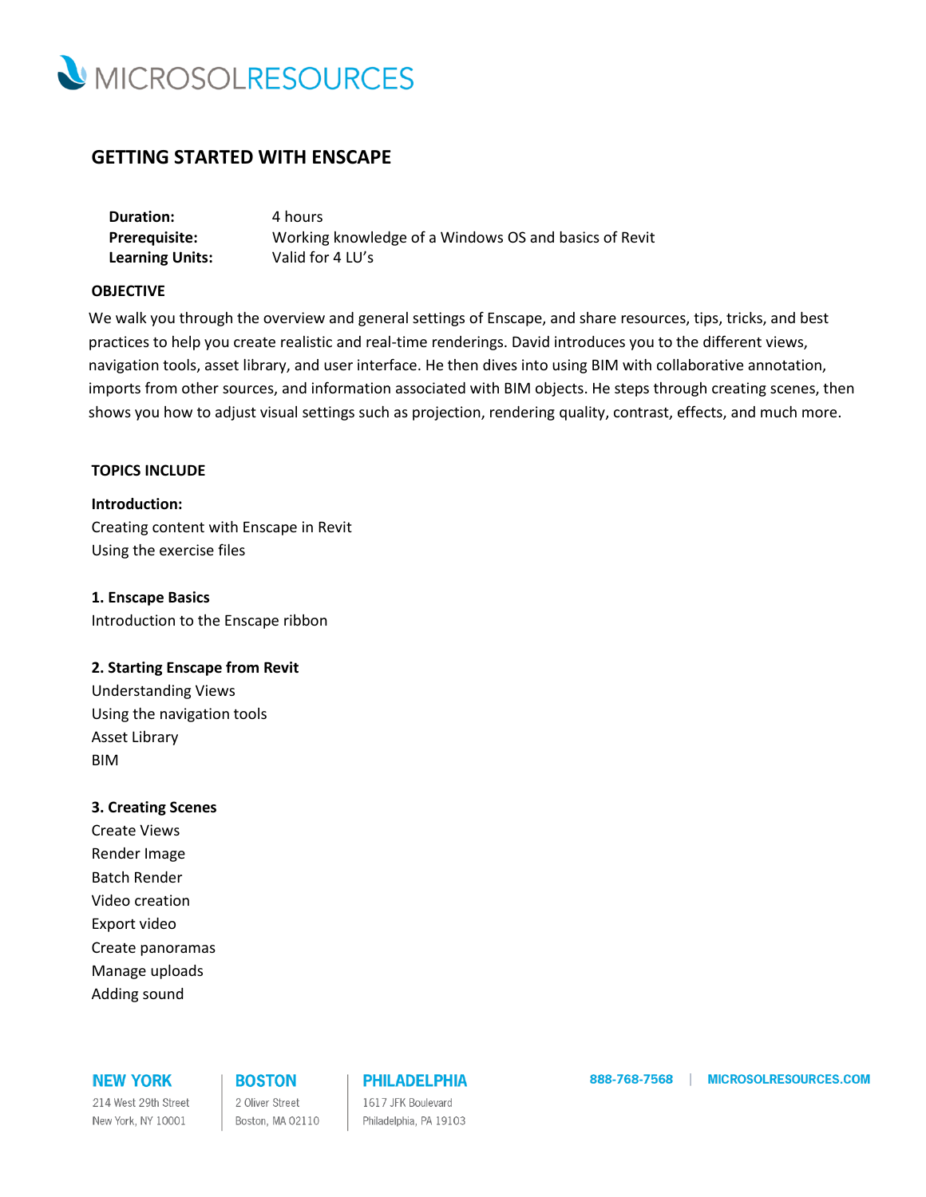# GETTING STARTED WITH ENSCAPE

| | |
|---|---|
| **Duration:** | 4 hours |
| **Prerequisite:** | Working knowledge of a Windows OS and basics of Revit |
| **Learning Units:** | Valid for 4 LU's |

## OBJECTIVE

We walk you through the overview and general settings of Enscape, and share resources, tips, tricks, and best practices to help you create realistic and real-time renderings. David introduces you to the different views, navigation tools, asset library, and user interface. He then dives into using BIM with collaborative annotation, imports from other sources, and information associated with BIM objects. He steps through creating scenes, then shows you how to adjust visual settings such as projection, rendering quality, contrast, effects, and much more.

## TOPICS INCLUDE

**Introduction:**

Creating content with Enscape in Revit
Using the exercise files

**1. Enscape Basics**

Introduction to the Enscape ribbon

**2. Starting Enscape from Revit**

Understanding Views
Using the navigation tools
Asset Library
BIM

**3. Creating Scenes**

Create Views
Render Image
Batch Render
Video creation
Export video
Create panoramas
Manage uploads
Adding sound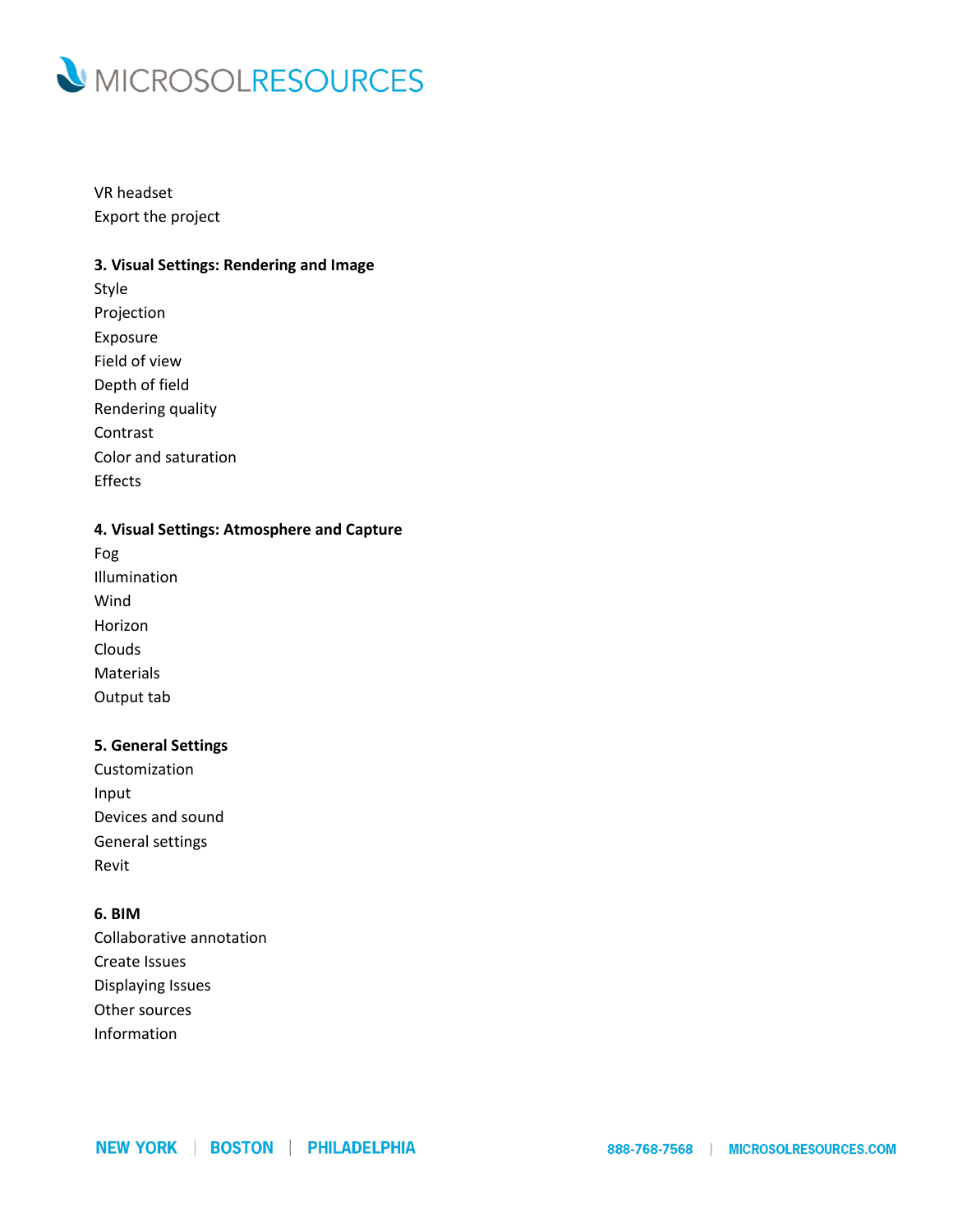VR headset
Export the project

**3. Visual Settings: Rendering and Image**

Style
Projection
Exposure
Field of view
Depth of field
Rendering quality
Contrast
Color and saturation
Effects

**4. Visual Settings: Atmosphere and Capture**

Fog
Illumination
Wind
Horizon
Clouds
Materials
Output tab

**5. General Settings**

Customization
Input
Devices and sound
General settings
Revit

**6. BIM**

Collaborative annotation
Create Issues
Displaying Issues
Other sources
Information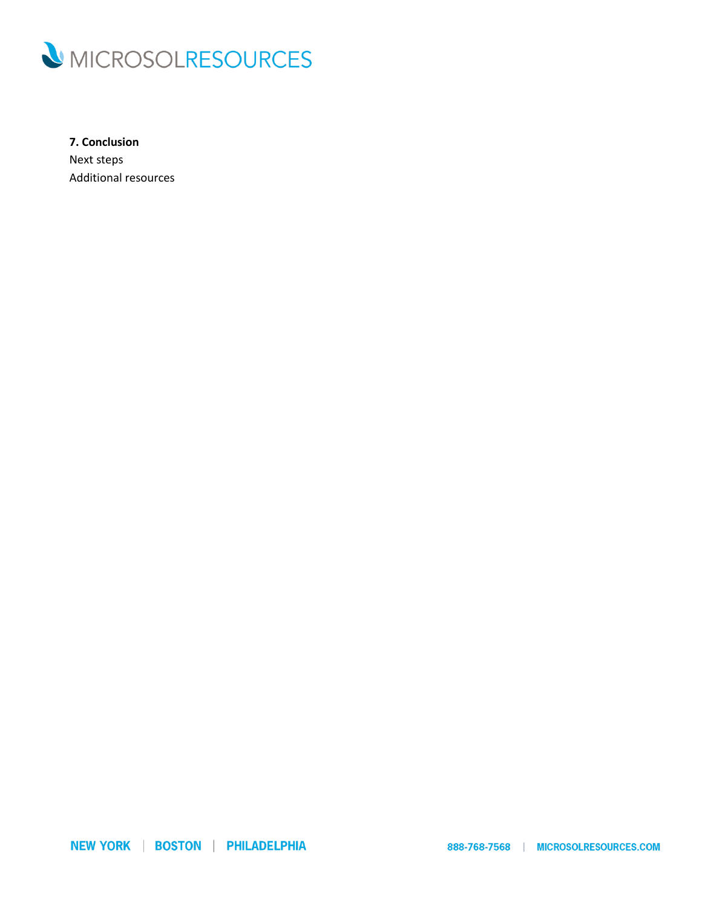**7. Conclusion**

Next steps

Additional resources